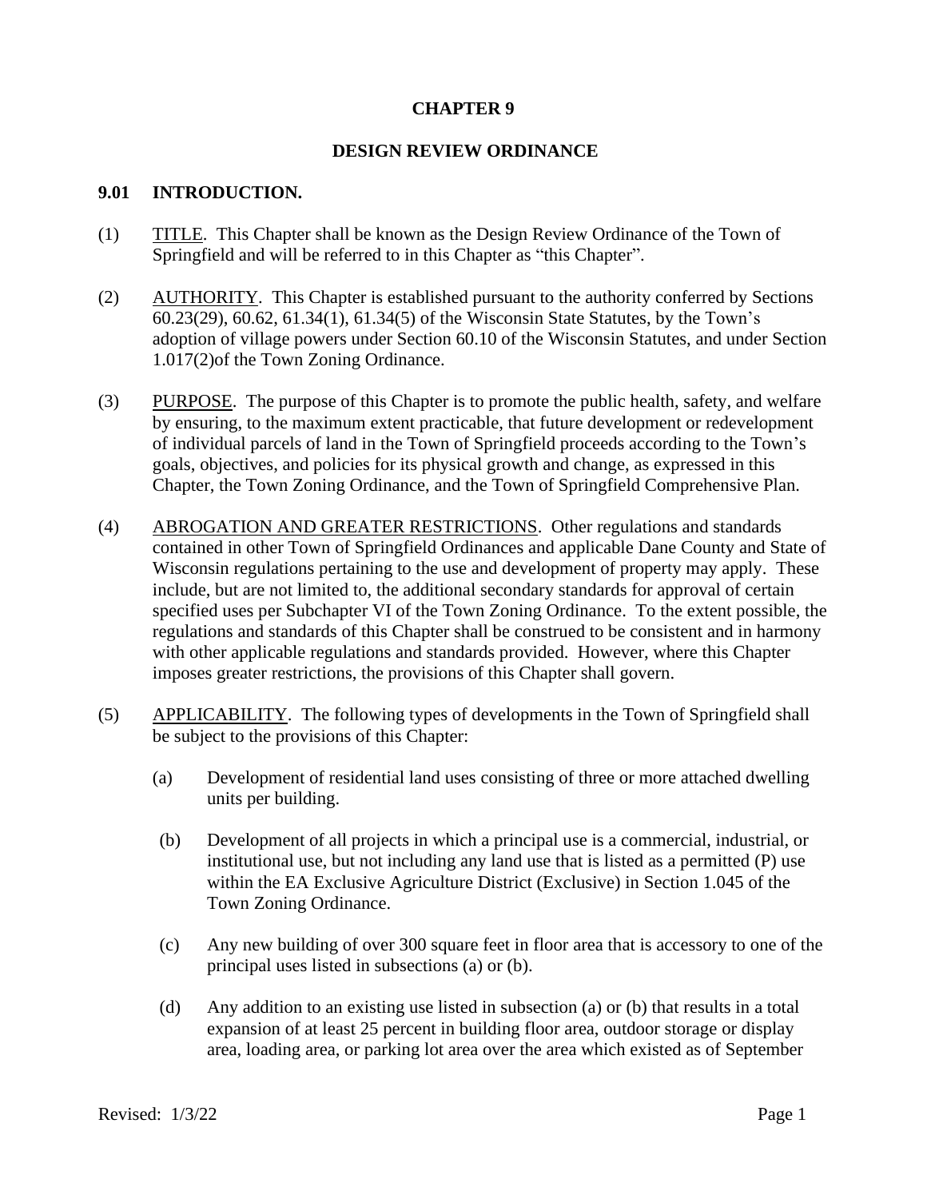# CHAPTER 9

## DESIGN REVIEW ORDINANCE

### 9.01 INTRODUCTION.

(1) TITLE. This Chapter shall be known as the Design Review Ordinance of the Town of Springfield and will be referred to in this Chapter as "this Chapter".

(2) AUTHORITY. This Chapter is established pursuant to the authority conferred by Sections 60.23(29), 60.62, 61.34(1), 61.34(5) of the Wisconsin State Statutes, by the Town's adoption of village powers under Section 60.10 of the Wisconsin Statutes, and under Section 1.017(2)of the Town Zoning Ordinance.

(3) PURPOSE. The purpose of this Chapter is to promote the public health, safety, and welfare by ensuring, to the maximum extent practicable, that future development or redevelopment of individual parcels of land in the Town of Springfield proceeds according to the Town's goals, objectives, and policies for its physical growth and change, as expressed in this Chapter, the Town Zoning Ordinance, and the Town of Springfield Comprehensive Plan.

(4) ABROGATION AND GREATER RESTRICTIONS. Other regulations and standards contained in other Town of Springfield Ordinances and applicable Dane County and State of Wisconsin regulations pertaining to the use and development of property may apply. These include, but are not limited to, the additional secondary standards for approval of certain specified uses per Subchapter VI of the Town Zoning Ordinance. To the extent possible, the regulations and standards of this Chapter shall be construed to be consistent and in harmony with other applicable regulations and standards provided. However, where this Chapter imposes greater restrictions, the provisions of this Chapter shall govern.

(5) APPLICABILITY. The following types of developments in the Town of Springfield shall be subject to the provisions of this Chapter:

(a) Development of residential land uses consisting of three or more attached dwelling units per building.

(b) Development of all projects in which a principal use is a commercial, industrial, or institutional use, but not including any land use that is listed as a permitted (P) use within the EA Exclusive Agriculture District (Exclusive) in Section 1.045 of the Town Zoning Ordinance.

(c) Any new building of over 300 square feet in floor area that is accessory to one of the principal uses listed in subsections (a) or (b).

(d) Any addition to an existing use listed in subsection (a) or (b) that results in a total expansion of at least 25 percent in building floor area, outdoor storage or display area, loading area, or parking lot area over the area which existed as of September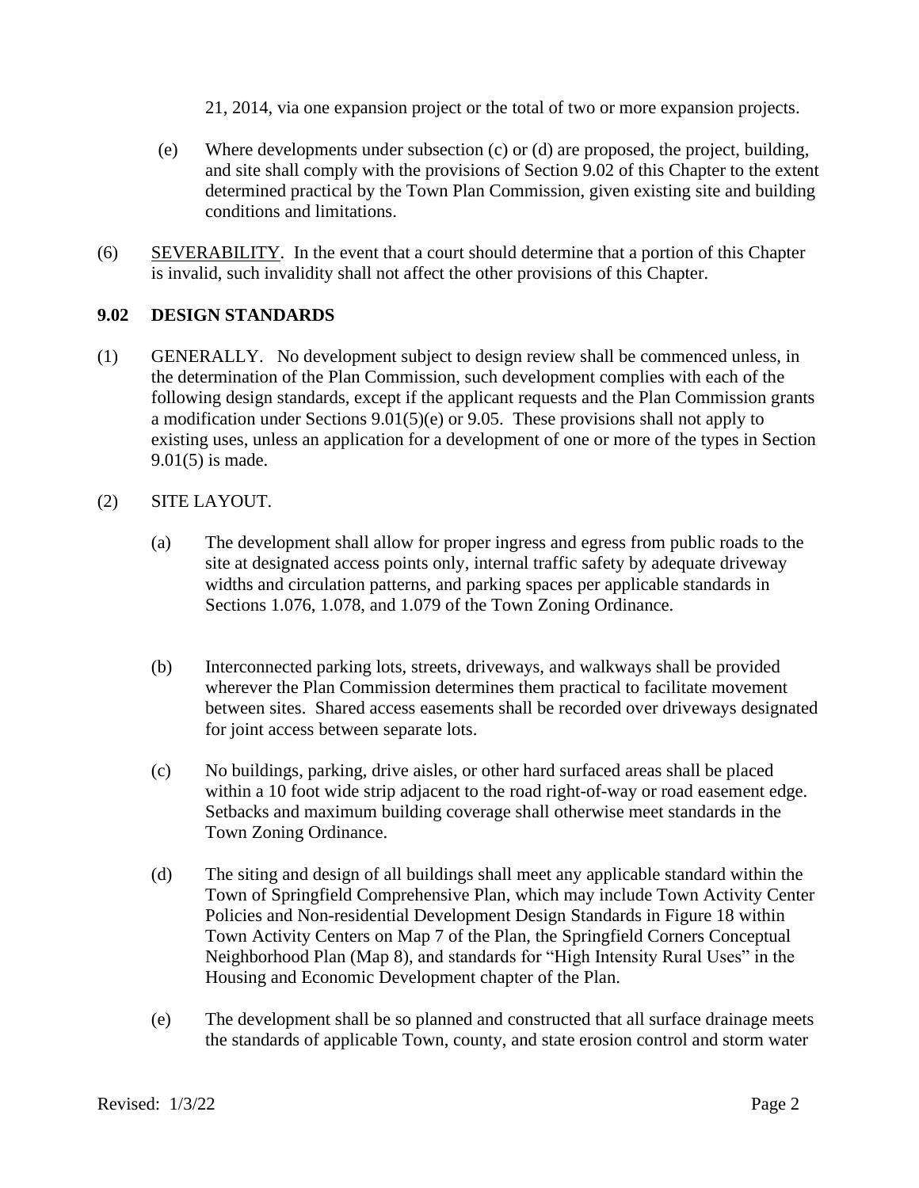21, 2014, via one expansion project or the total of two or more expansion projects.

(e) Where developments under subsection (c) or (d) are proposed, the project, building, and site shall comply with the provisions of Section 9.02 of this Chapter to the extent determined practical by the Town Plan Commission, given existing site and building conditions and limitations.

(6) SEVERABILITY. In the event that a court should determine that a portion of this Chapter is invalid, such invalidity shall not affect the other provisions of this Chapter.

## 9.02 DESIGN STANDARDS

(1) GENERALLY. No development subject to design review shall be commenced unless, in the determination of the Plan Commission, such development complies with each of the following design standards, except if the applicant requests and the Plan Commission grants a modification under Sections 9.01(5)(e) or 9.05. These provisions shall not apply to existing uses, unless an application for a development of one or more of the types in Section 9.01(5) is made.

(2) SITE LAYOUT.

(a) The development shall allow for proper ingress and egress from public roads to the site at designated access points only, internal traffic safety by adequate driveway widths and circulation patterns, and parking spaces per applicable standards in Sections 1.076, 1.078, and 1.079 of the Town Zoning Ordinance.

(b) Interconnected parking lots, streets, driveways, and walkways shall be provided wherever the Plan Commission determines them practical to facilitate movement between sites. Shared access easements shall be recorded over driveways designated for joint access between separate lots.

(c) No buildings, parking, drive aisles, or other hard surfaced areas shall be placed within a 10 foot wide strip adjacent to the road right-of-way or road easement edge. Setbacks and maximum building coverage shall otherwise meet standards in the Town Zoning Ordinance.

(d) The siting and design of all buildings shall meet any applicable standard within the Town of Springfield Comprehensive Plan, which may include Town Activity Center Policies and Non-residential Development Design Standards in Figure 18 within Town Activity Centers on Map 7 of the Plan, the Springfield Corners Conceptual Neighborhood Plan (Map 8), and standards for "High Intensity Rural Uses" in the Housing and Economic Development chapter of the Plan.

(e) The development shall be so planned and constructed that all surface drainage meets the standards of applicable Town, county, and state erosion control and storm water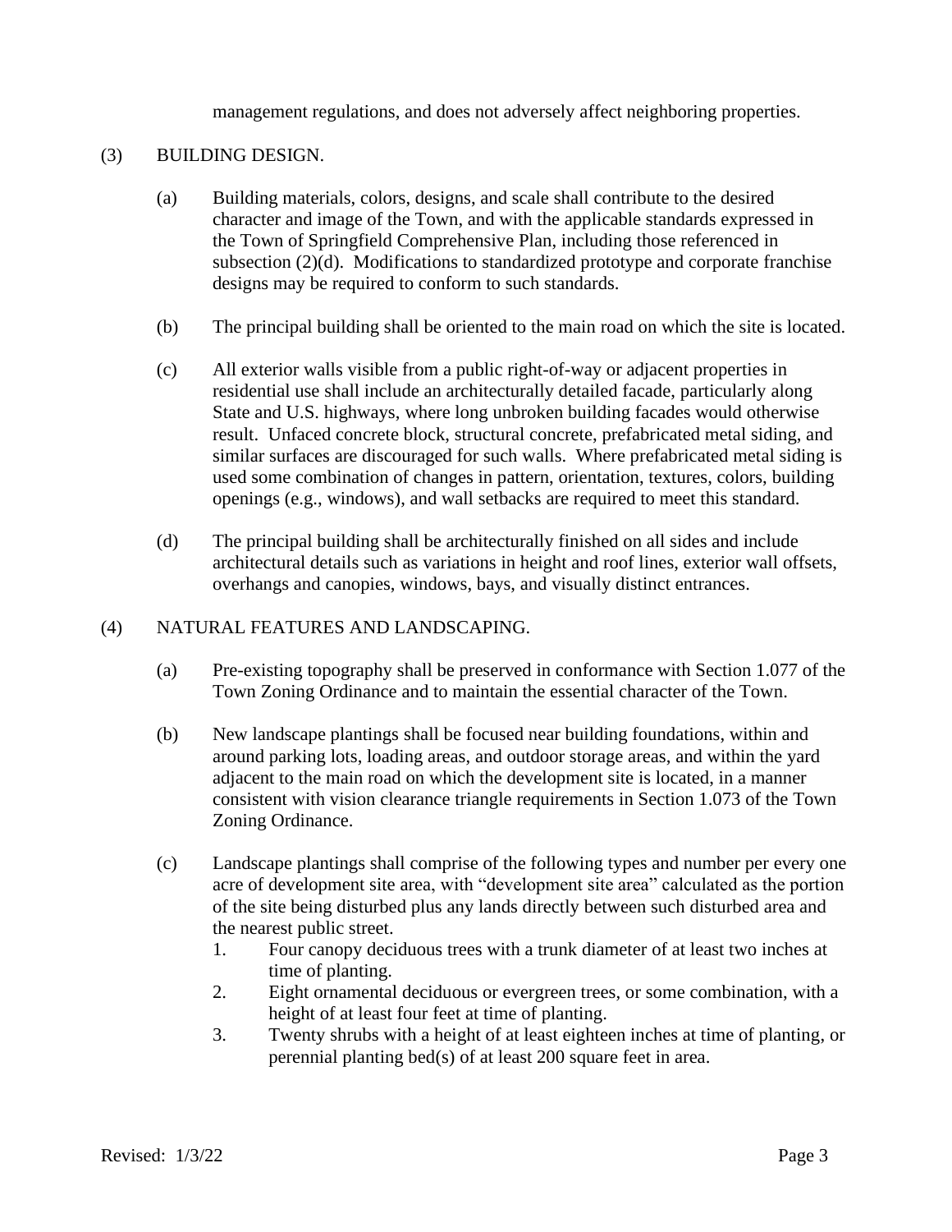management regulations, and does not adversely affect neighboring properties.

(3) BUILDING DESIGN.

(a) Building materials, colors, designs, and scale shall contribute to the desired character and image of the Town, and with the applicable standards expressed in the Town of Springfield Comprehensive Plan, including those referenced in subsection (2)(d). Modifications to standardized prototype and corporate franchise designs may be required to conform to such standards.

(b) The principal building shall be oriented to the main road on which the site is located.

(c) All exterior walls visible from a public right-of-way or adjacent properties in residential use shall include an architecturally detailed facade, particularly along State and U.S. highways, where long unbroken building facades would otherwise result. Unfaced concrete block, structural concrete, prefabricated metal siding, and similar surfaces are discouraged for such walls. Where prefabricated metal siding is used some combination of changes in pattern, orientation, textures, colors, building openings (e.g., windows), and wall setbacks are required to meet this standard.

(d) The principal building shall be architecturally finished on all sides and include architectural details such as variations in height and roof lines, exterior wall offsets, overhangs and canopies, windows, bays, and visually distinct entrances.

(4) NATURAL FEATURES AND LANDSCAPING.

(a) Pre-existing topography shall be preserved in conformance with Section 1.077 of the Town Zoning Ordinance and to maintain the essential character of the Town.

(b) New landscape plantings shall be focused near building foundations, within and around parking lots, loading areas, and outdoor storage areas, and within the yard adjacent to the main road on which the development site is located, in a manner consistent with vision clearance triangle requirements in Section 1.073 of the Town Zoning Ordinance.

(c) Landscape plantings shall comprise of the following types and number per every one acre of development site area, with "development site area" calculated as the portion of the site being disturbed plus any lands directly between such disturbed area and the nearest public street.

1. Four canopy deciduous trees with a trunk diameter of at least two inches at time of planting.
2. Eight ornamental deciduous or evergreen trees, or some combination, with a height of at least four feet at time of planting.
3. Twenty shrubs with a height of at least eighteen inches at time of planting, or perennial planting bed(s) of at least 200 square feet in area.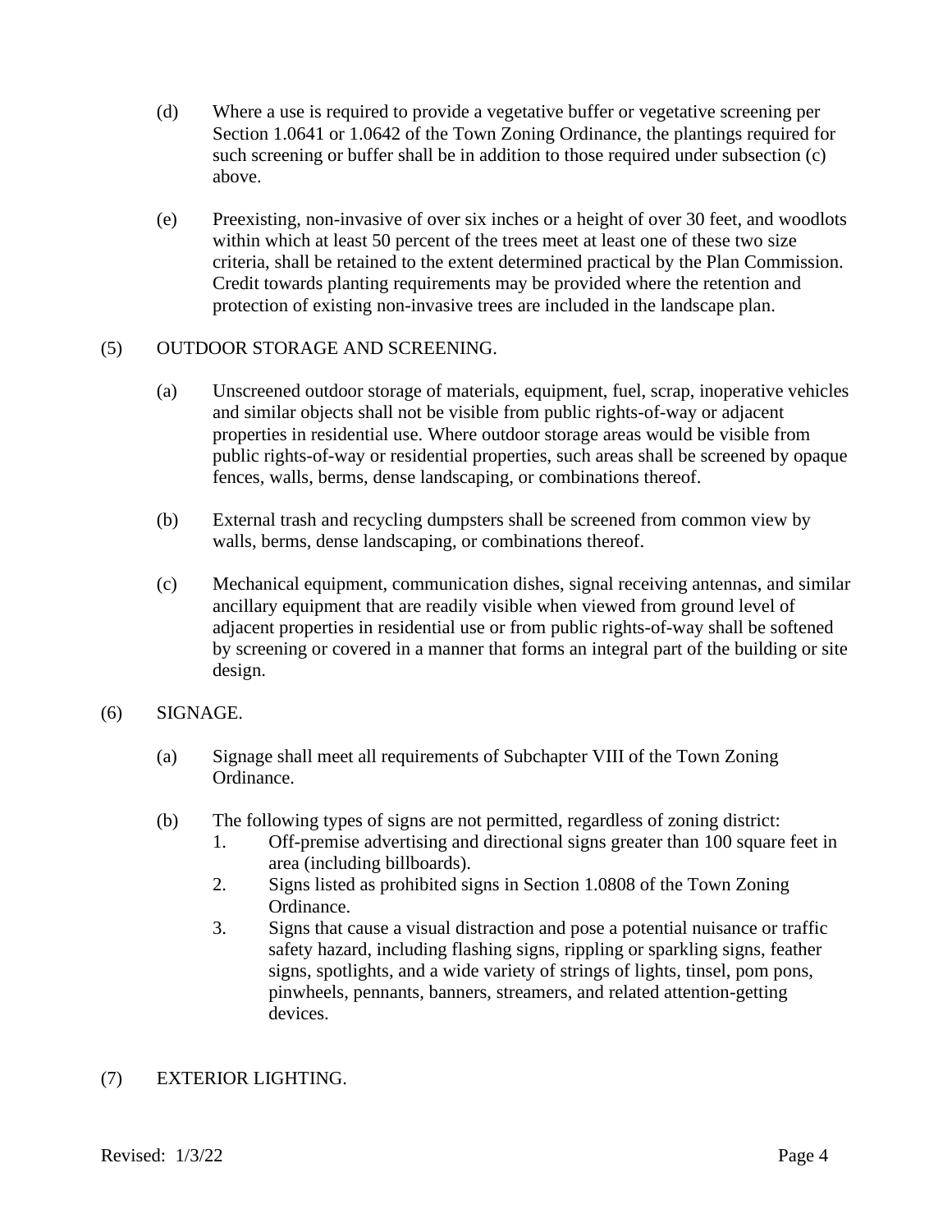(d) Where a use is required to provide a vegetative buffer or vegetative screening per Section 1.0641 or 1.0642 of the Town Zoning Ordinance, the plantings required for such screening or buffer shall be in addition to those required under subsection (c) above.

(e) Preexisting, non-invasive of over six inches or a height of over 30 feet, and woodlots within which at least 50 percent of the trees meet at least one of these two size criteria, shall be retained to the extent determined practical by the Plan Commission. Credit towards planting requirements may be provided where the retention and protection of existing non-invasive trees are included in the landscape plan.

(5) OUTDOOR STORAGE AND SCREENING.

(a) Unscreened outdoor storage of materials, equipment, fuel, scrap, inoperative vehicles and similar objects shall not be visible from public rights-of-way or adjacent properties in residential use. Where outdoor storage areas would be visible from public rights-of-way or residential properties, such areas shall be screened by opaque fences, walls, berms, dense landscaping, or combinations thereof.

(b) External trash and recycling dumpsters shall be screened from common view by walls, berms, dense landscaping, or combinations thereof.

(c) Mechanical equipment, communication dishes, signal receiving antennas, and similar ancillary equipment that are readily visible when viewed from ground level of adjacent properties in residential use or from public rights-of-way shall be softened by screening or covered in a manner that forms an integral part of the building or site design.

(6) SIGNAGE.

(a) Signage shall meet all requirements of Subchapter VIII of the Town Zoning Ordinance.

(b) The following types of signs are not permitted, regardless of zoning district:

1. Off-premise advertising and directional signs greater than 100 square feet in area (including billboards).
2. Signs listed as prohibited signs in Section 1.0808 of the Town Zoning Ordinance.
3. Signs that cause a visual distraction and pose a potential nuisance or traffic safety hazard, including flashing signs, rippling or sparkling signs, feather signs, spotlights, and a wide variety of strings of lights, tinsel, pom pons, pinwheels, pennants, banners, streamers, and related attention-getting devices.

(7) EXTERIOR LIGHTING.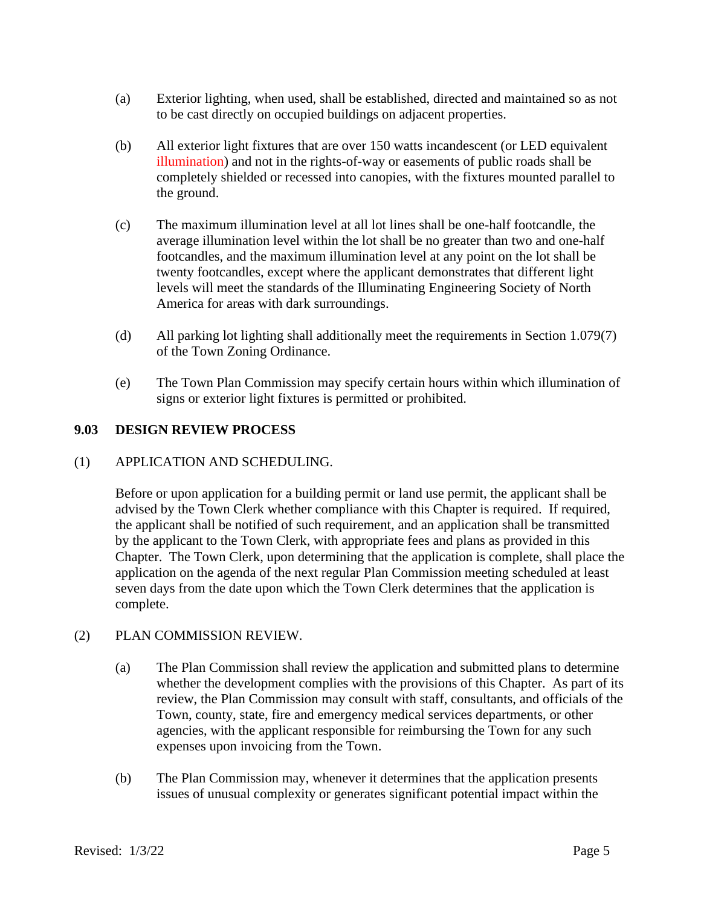(a) Exterior lighting, when used, shall be established, directed and maintained so as not to be cast directly on occupied buildings on adjacent properties.

(b) All exterior light fixtures that are over 150 watts incandescent (or LED equivalent illumination) and not in the rights-of-way or easements of public roads shall be completely shielded or recessed into canopies, with the fixtures mounted parallel to the ground.

(c) The maximum illumination level at all lot lines shall be one-half footcandle, the average illumination level within the lot shall be no greater than two and one-half footcandles, and the maximum illumination level at any point on the lot shall be twenty footcandles, except where the applicant demonstrates that different light levels will meet the standards of the Illuminating Engineering Society of North America for areas with dark surroundings.

(d) All parking lot lighting shall additionally meet the requirements in Section 1.079(7) of the Town Zoning Ordinance.

(e) The Town Plan Commission may specify certain hours within which illumination of signs or exterior light fixtures is permitted or prohibited.

## 9.03 DESIGN REVIEW PROCESS

(1) APPLICATION AND SCHEDULING.

Before or upon application for a building permit or land use permit, the applicant shall be advised by the Town Clerk whether compliance with this Chapter is required. If required, the applicant shall be notified of such requirement, and an application shall be transmitted by the applicant to the Town Clerk, with appropriate fees and plans as provided in this Chapter. The Town Clerk, upon determining that the application is complete, shall place the application on the agenda of the next regular Plan Commission meeting scheduled at least seven days from the date upon which the Town Clerk determines that the application is complete.

(2) PLAN COMMISSION REVIEW.

(a) The Plan Commission shall review the application and submitted plans to determine whether the development complies with the provisions of this Chapter. As part of its review, the Plan Commission may consult with staff, consultants, and officials of the Town, county, state, fire and emergency medical services departments, or other agencies, with the applicant responsible for reimbursing the Town for any such expenses upon invoicing from the Town.

(b) The Plan Commission may, whenever it determines that the application presents issues of unusual complexity or generates significant potential impact within the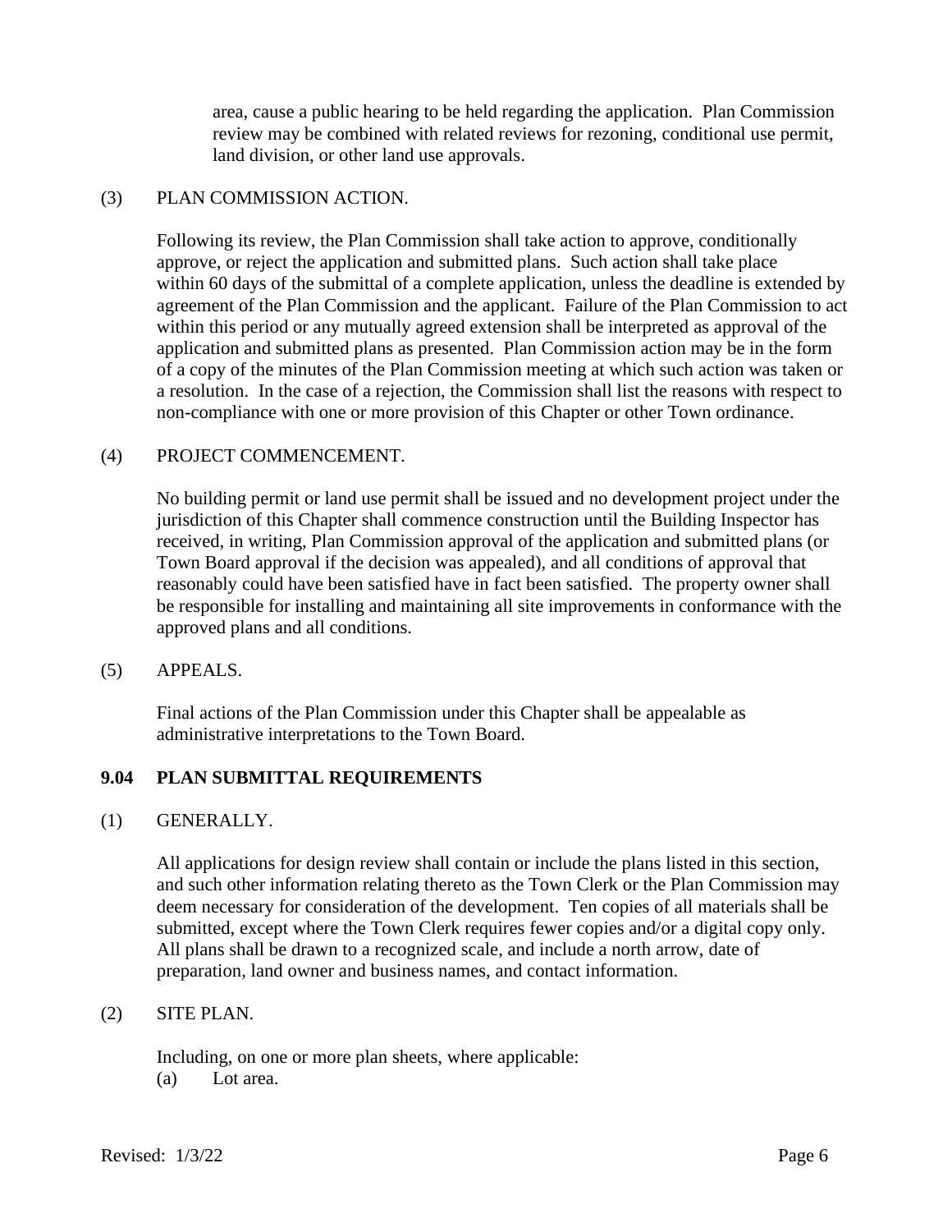area, cause a public hearing to be held regarding the application. Plan Commission review may be combined with related reviews for rezoning, conditional use permit, land division, or other land use approvals.

(3) PLAN COMMISSION ACTION.

Following its review, the Plan Commission shall take action to approve, conditionally approve, or reject the application and submitted plans. Such action shall take place within 60 days of the submittal of a complete application, unless the deadline is extended by agreement of the Plan Commission and the applicant. Failure of the Plan Commission to act within this period or any mutually agreed extension shall be interpreted as approval of the application and submitted plans as presented. Plan Commission action may be in the form of a copy of the minutes of the Plan Commission meeting at which such action was taken or a resolution. In the case of a rejection, the Commission shall list the reasons with respect to non-compliance with one or more provision of this Chapter or other Town ordinance.

(4) PROJECT COMMENCEMENT.

No building permit or land use permit shall be issued and no development project under the jurisdiction of this Chapter shall commence construction until the Building Inspector has received, in writing, Plan Commission approval of the application and submitted plans (or Town Board approval if the decision was appealed), and all conditions of approval that reasonably could have been satisfied have in fact been satisfied. The property owner shall be responsible for installing and maintaining all site improvements in conformance with the approved plans and all conditions.

(5) APPEALS.

Final actions of the Plan Commission under this Chapter shall be appealable as administrative interpretations to the Town Board.

## 9.04 PLAN SUBMITTAL REQUIREMENTS

(1) GENERALLY.

All applications for design review shall contain or include the plans listed in this section, and such other information relating thereto as the Town Clerk or the Plan Commission may deem necessary for consideration of the development. Ten copies of all materials shall be submitted, except where the Town Clerk requires fewer copies and/or a digital copy only. All plans shall be drawn to a recognized scale, and include a north arrow, date of preparation, land owner and business names, and contact information.

(2) SITE PLAN.

Including, on one or more plan sheets, where applicable:

(a) Lot area.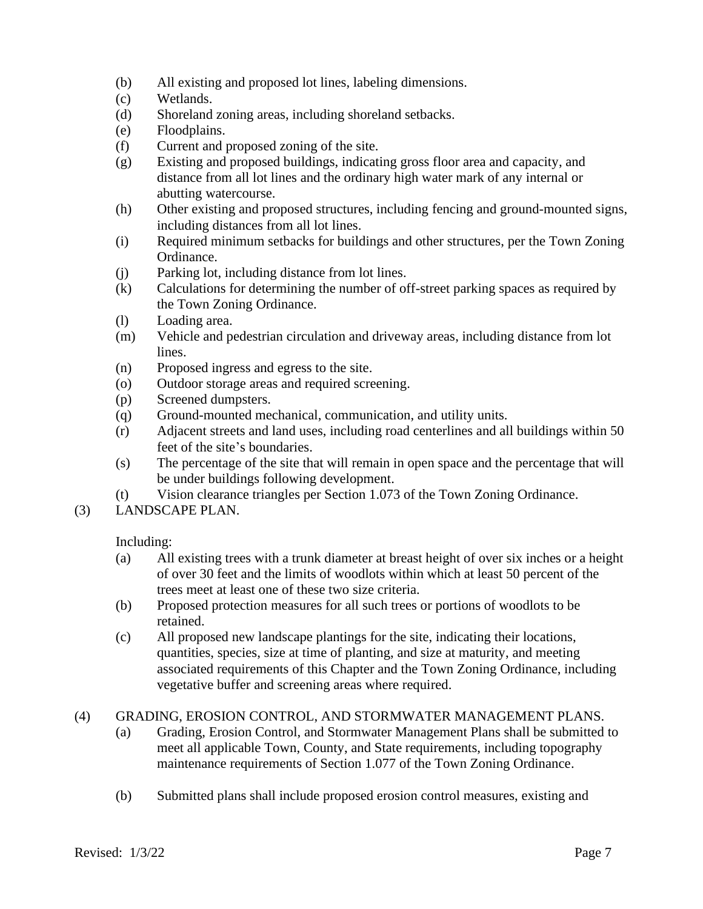(b) All existing and proposed lot lines, labeling dimensions.
(c) Wetlands.
(d) Shoreland zoning areas, including shoreland setbacks.
(e) Floodplains.
(f) Current and proposed zoning of the site.
(g) Existing and proposed buildings, indicating gross floor area and capacity, and distance from all lot lines and the ordinary high water mark of any internal or abutting watercourse.
(h) Other existing and proposed structures, including fencing and ground-mounted signs, including distances from all lot lines.
(i) Required minimum setbacks for buildings and other structures, per the Town Zoning Ordinance.
(j) Parking lot, including distance from lot lines.
(k) Calculations for determining the number of off-street parking spaces as required by the Town Zoning Ordinance.
(l) Loading area.
(m) Vehicle and pedestrian circulation and driveway areas, including distance from lot lines.
(n) Proposed ingress and egress to the site.
(o) Outdoor storage areas and required screening.
(p) Screened dumpsters.
(q) Ground-mounted mechanical, communication, and utility units.
(r) Adjacent streets and land uses, including road centerlines and all buildings within 50 feet of the site's boundaries.
(s) The percentage of the site that will remain in open space and the percentage that will be under buildings following development.
(t) Vision clearance triangles per Section 1.073 of the Town Zoning Ordinance.

(3) LANDSCAPE PLAN.

Including:

(a) All existing trees with a trunk diameter at breast height of over six inches or a height of over 30 feet and the limits of woodlots within which at least 50 percent of the trees meet at least one of these two size criteria.
(b) Proposed protection measures for all such trees or portions of woodlots to be retained.
(c) All proposed new landscape plantings for the site, indicating their locations, quantities, species, size at time of planting, and size at maturity, and meeting associated requirements of this Chapter and the Town Zoning Ordinance, including vegetative buffer and screening areas where required.

(4) GRADING, EROSION CONTROL, AND STORMWATER MANAGEMENT PLANS.

(a) Grading, Erosion Control, and Stormwater Management Plans shall be submitted to meet all applicable Town, County, and State requirements, including topography maintenance requirements of Section 1.077 of the Town Zoning Ordinance.

(b) Submitted plans shall include proposed erosion control measures, existing and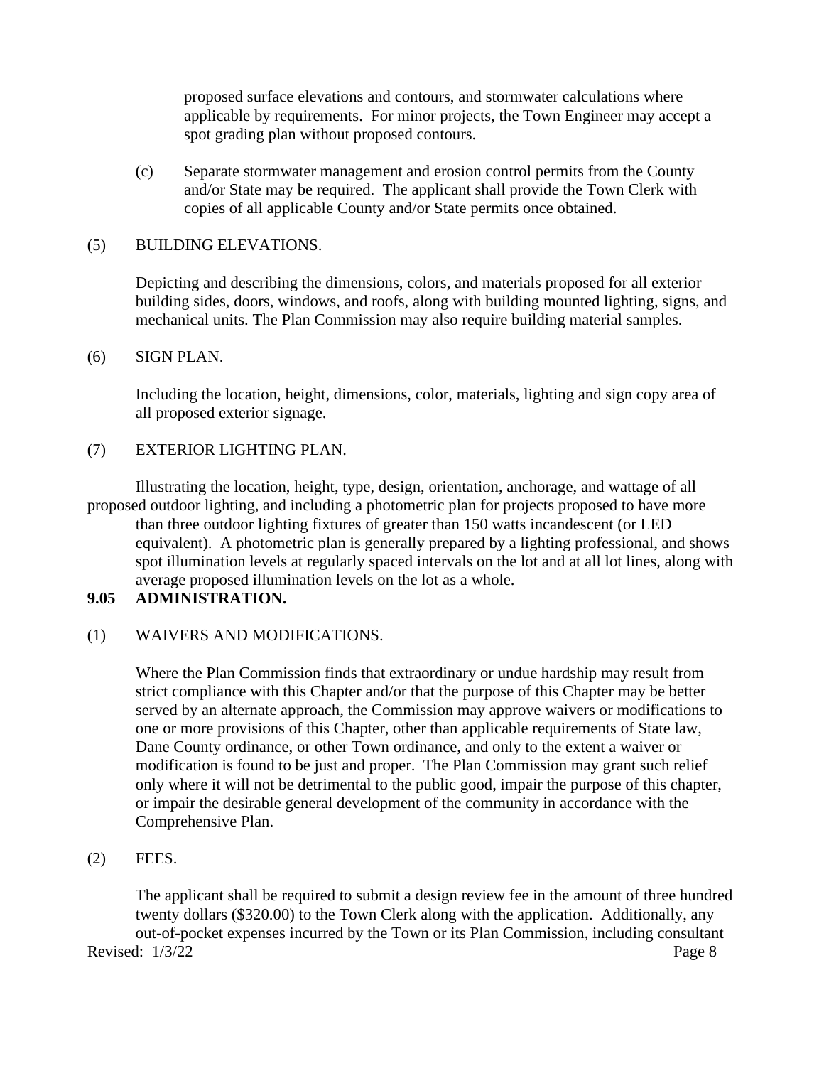proposed surface elevations and contours, and stormwater calculations where applicable by requirements. For minor projects, the Town Engineer may accept a spot grading plan without proposed contours.

(c) Separate stormwater management and erosion control permits from the County and/or State may be required. The applicant shall provide the Town Clerk with copies of all applicable County and/or State permits once obtained.

(5) BUILDING ELEVATIONS.

Depicting and describing the dimensions, colors, and materials proposed for all exterior building sides, doors, windows, and roofs, along with building mounted lighting, signs, and mechanical units. The Plan Commission may also require building material samples.

(6) SIGN PLAN.

Including the location, height, dimensions, color, materials, lighting and sign copy area of all proposed exterior signage.

(7) EXTERIOR LIGHTING PLAN.

Illustrating the location, height, type, design, orientation, anchorage, and wattage of all proposed outdoor lighting, and including a photometric plan for projects proposed to have more than three outdoor lighting fixtures of greater than 150 watts incandescent (or LED equivalent). A photometric plan is generally prepared by a lighting professional, and shows spot illumination levels at regularly spaced intervals on the lot and at all lot lines, along with average proposed illumination levels on the lot as a whole.

## 9.05 ADMINISTRATION.

(1) WAIVERS AND MODIFICATIONS.

Where the Plan Commission finds that extraordinary or undue hardship may result from strict compliance with this Chapter and/or that the purpose of this Chapter may be better served by an alternate approach, the Commission may approve waivers or modifications to one or more provisions of this Chapter, other than applicable requirements of State law, Dane County ordinance, or other Town ordinance, and only to the extent a waiver or modification is found to be just and proper. The Plan Commission may grant such relief only where it will not be detrimental to the public good, impair the purpose of this chapter, or impair the desirable general development of the community in accordance with the Comprehensive Plan.

(2) FEES.

The applicant shall be required to submit a design review fee in the amount of three hundred twenty dollars ($320.00) to the Town Clerk along with the application. Additionally, any out-of-pocket expenses incurred by the Town or its Plan Commission, including consultant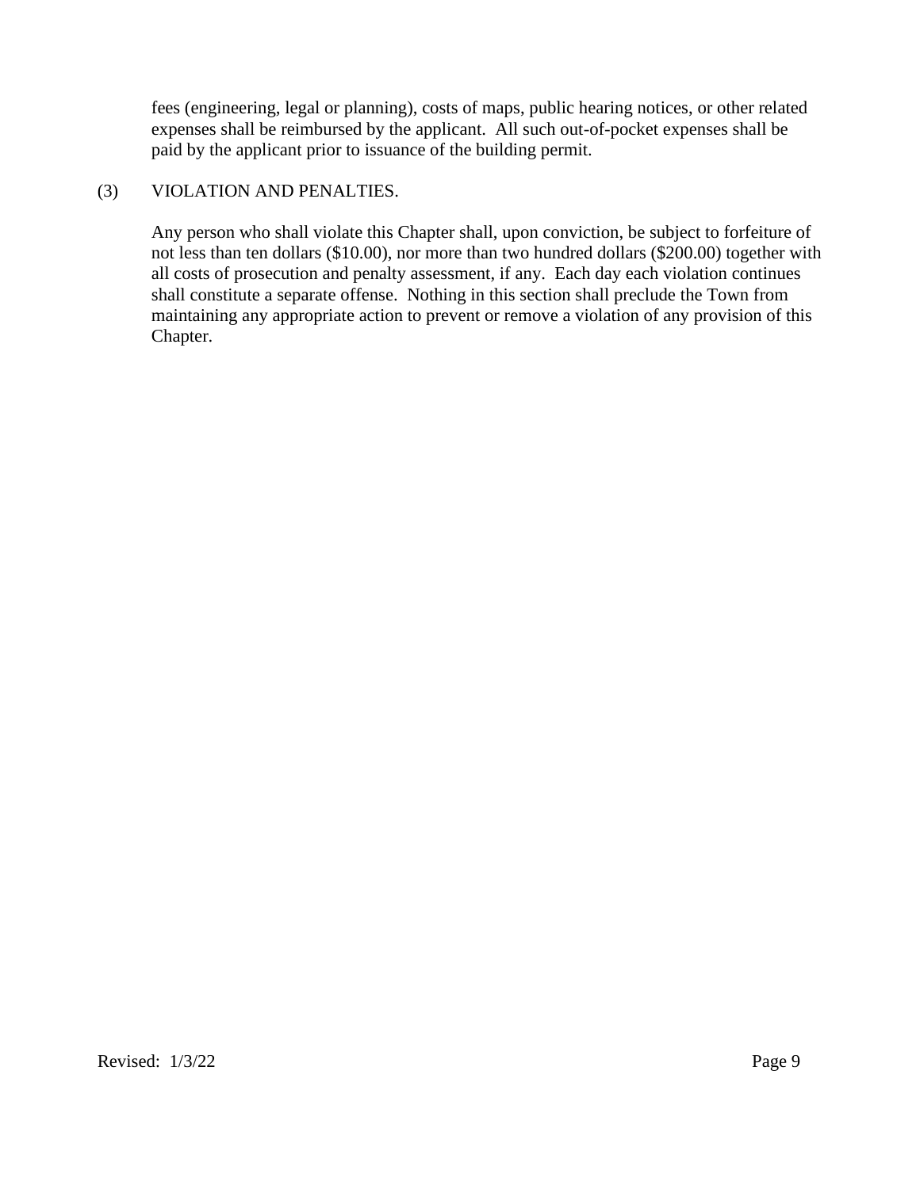fees (engineering, legal or planning), costs of maps, public hearing notices, or other related expenses shall be reimbursed by the applicant. All such out-of-pocket expenses shall be paid by the applicant prior to issuance of the building permit.

(3) VIOLATION AND PENALTIES.

Any person who shall violate this Chapter shall, upon conviction, be subject to forfeiture of not less than ten dollars ($10.00), nor more than two hundred dollars ($200.00) together with all costs of prosecution and penalty assessment, if any. Each day each violation continues shall constitute a separate offense. Nothing in this section shall preclude the Town from maintaining any appropriate action to prevent or remove a violation of any provision of this Chapter.